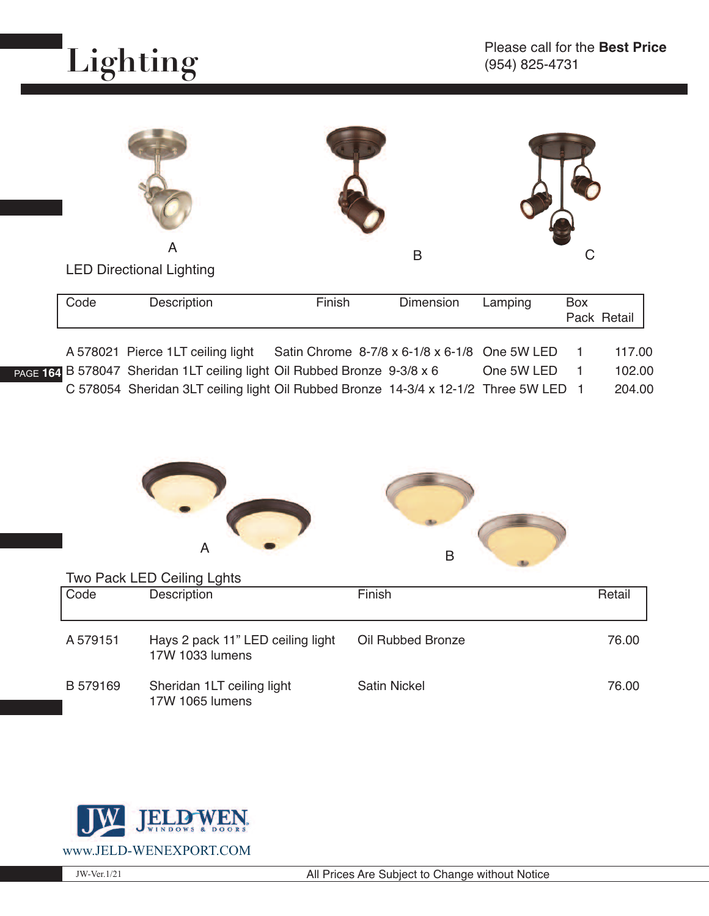# Lighting

Please call for the **Best Price**
(954) 825-4731

A B C

## LED Directional Lighting

| Code | Description | Finish | Dimension | Lamping | Box Pack | Retail |
|---|---|---|---|---|---|---|
| A 578021 | Pierce 1LT ceiling light | Satin Chrome | 8-7/8 x 6-1/8 x 6-1/8 | One 5W LED | 1 | 117.00 |
| B 578047 | Sheridan 1LT ceiling light | Oil Rubbed Bronze | 9-3/8 x 6 | One 5W LED | 1 | 102.00 |
| C 578054 | Sheridan 3LT ceiling light | Oil Rubbed Bronze | 14-3/4 x 12-1/2 | Three 5W LED | 1 | 204.00 |

A B

## Two Pack LED Ceiling Lghts

| Code | Description | Finish | Retail |
|---|---|---|---|
| A 579151 | Hays 2 pack 11" LED ceiling light 17W 1033 lumens | Oil Rubbed Bronze | 76.00 |
| B 579169 | Sheridan 1LT ceiling light 17W 1065 lumens | Satin Nickel | 76.00 |

JW JELD-WEN WINDOWS & DOORS
www.JELD-WENEXPORT.COM

JW-Ver.1/21 All Prices Are Subject to Change without Notice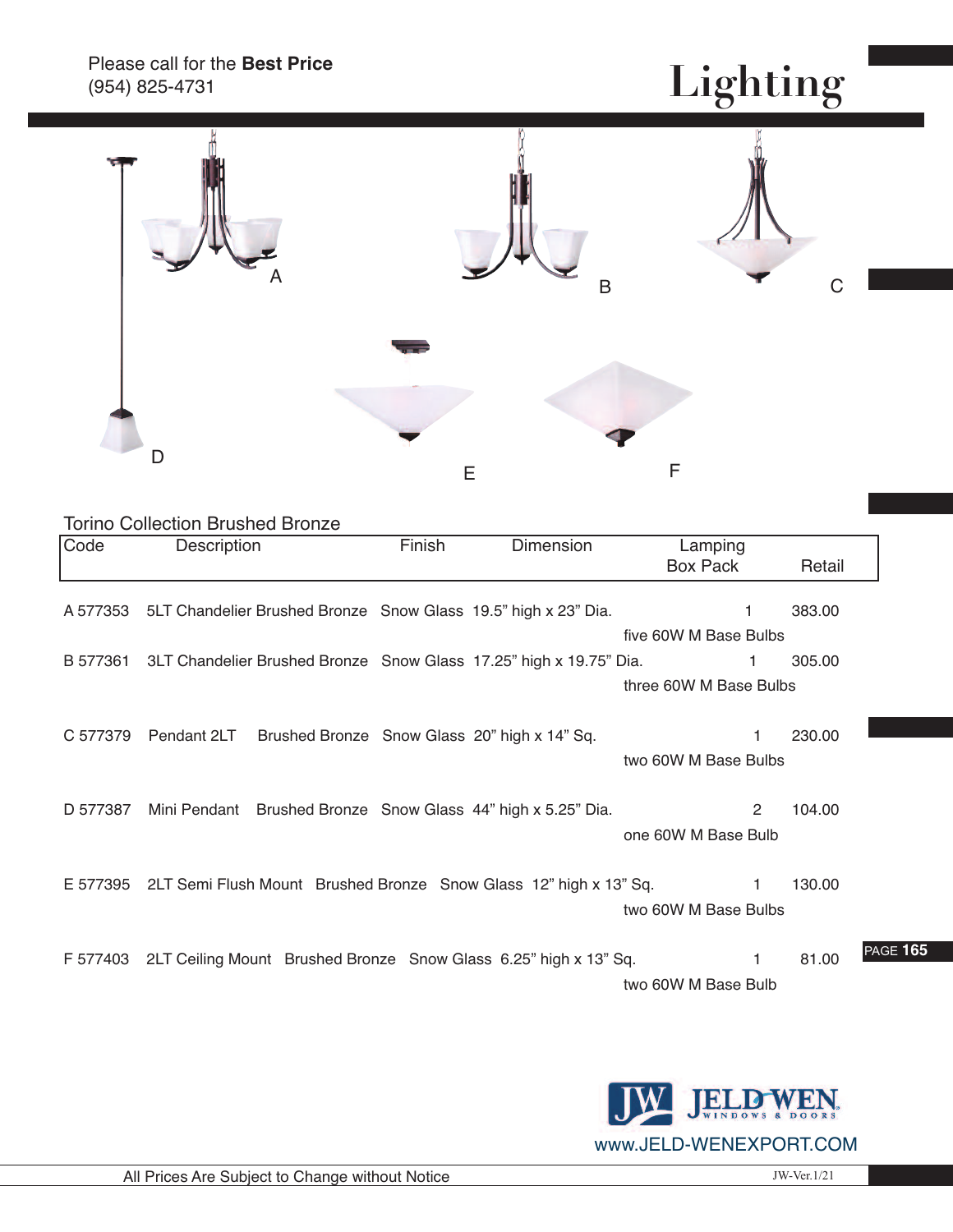Please call for the **Best Price**
(954) 825-4731

# Lighting

A B C

D E F

## Torino Collection Brushed Bronze

| Code | Description | Finish | Dimension | Lamping | Box Pack | Retail |
|---|---|---|---|---|---|---|
| A 577353 | 5LT Chandelier Brushed Bronze | Snow Glass | 19.5" high x 23" Dia. | five 60W M Base Bulbs | 1 | 383.00 |
| B 577361 | 3LT Chandelier Brushed Bronze | Snow Glass | 17.25" high x 19.75" Dia. | three 60W M Base Bulbs | 1 | 305.00 |
| C 577379 | Pendant 2LT Brushed Bronze | Snow Glass | 20" high x 14" Sq. | two 60W M Base Bulbs | 1 | 230.00 |
| D 577387 | Mini Pendant Brushed Bronze | Snow Glass | 44" high x 5.25" Dia. | one 60W M Base Bulb | 2 | 104.00 |
| E 577395 | 2LT Semi Flush Mount Brushed Bronze | Snow Glass | 12" high x 13" Sq. | two 60W M Base Bulbs | 1 | 130.00 |
| F 577403 | 2LT Ceiling Mount Brushed Bronze | Snow Glass | 6.25" high x 13" Sq. | two 60W M Base Bulb | 1 | 81.00 |

JW JELD-WEN WINDOWS & DOORS
www.JELD-WENEXPORT.COM

All Prices Are Subject to Change without Notice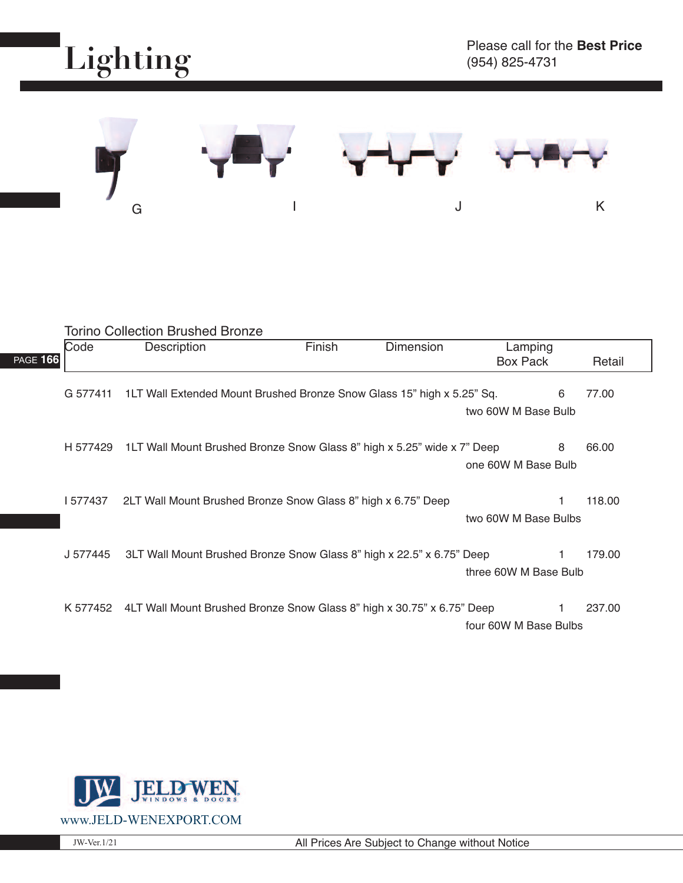# Lighting

Please call for the **Best Price**
(954) 825-4731

G I J K

Torino Collection Brushed Bronze

| Code | Description | Finish | Dimension | Lamping | Box Pack | Retail |
|---|---|---|---|---|---|---|
| G 577411 | 1LT Wall Extended Mount | Brushed Bronze | Snow Glass 15" high x 5.25" Sq. | two 60W M Base Bulb | 6 | 77.00 |
| H 577429 | 1LT Wall Mount | Brushed Bronze | Snow Glass 8" high x 5.25" wide x 7" Deep | one 60W M Base Bulb | 8 | 66.00 |
| I 577437 | 2LT Wall Mount | Brushed Bronze | Snow Glass 8" high x 6.75" Deep | two 60W M Base Bulbs | 1 | 118.00 |
| J 577445 | 3LT Wall Mount | Brushed Bronze | Snow Glass 8" high x 22.5" x 6.75" Deep | three 60W M Base Bulb | 1 | 179.00 |
| K 577452 | 4LT Wall Mount | Brushed Bronze | Snow Glass 8" high x 30.75" x 6.75" Deep | four 60W M Base Bulbs | 1 | 237.00 |

JELD-WEN WINDOWS & DOORS
www.JELD-WENEXPORT.COM

JW-Ver.1/21

All Prices Are Subject to Change without Notice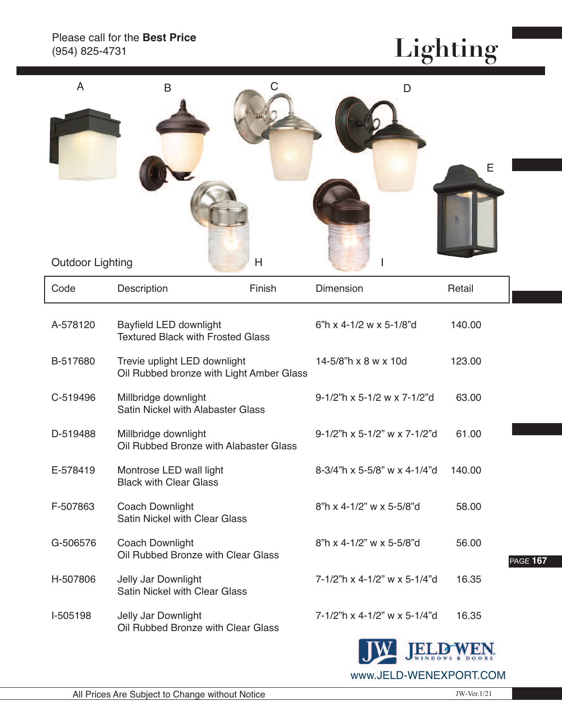Please call for the **Best Price**
(954) 825-4731

# Lighting

A B C D E H I

## Outdoor Lighting

| Code | Description | Finish | Dimension | Retail |
|---|---|---|---|---|
| A-578120 | Bayfield LED downlight<br>Textured Black with Frosted Glass | | 6"h x 4-1/2 w x 5-1/8"d | 140.00 |
| B-517680 | Trevie uplight LED downlight<br>Oil Rubbed bronze with Light Amber Glass | | 14-5/8"h x 8 w x 10d | 123.00 |
| C-519496 | Millbridge downlight<br>Satin Nickel with Alabaster Glass | | 9-1/2"h x 5-1/2 w x 7-1/2"d | 63.00 |
| D-519488 | Millbridge downlight<br>Oil Rubbed Bronze with Alabaster Glass | | 9-1/2"h x 5-1/2" w x 7-1/2"d | 61.00 |
| E-578419 | Montrose LED wall light<br>Black with Clear Glass | | 8-3/4"h x 5-5/8" w x 4-1/4"d | 140.00 |
| F-507863 | Coach Downlight<br>Satin Nickel with Clear Glass | | 8"h x 4-1/2" w x 5-5/8"d | 58.00 |
| G-506576 | Coach Downlight<br>Oil Rubbed Bronze with Clear Glass | | 8"h x 4-1/2" w x 5-5/8"d | 56.00 |
| H-507806 | Jelly Jar Downlight<br>Satin Nickel with Clear Glass | | 7-1/2"h x 4-1/2" w x 5-1/4"d | 16.35 |
| I-505198 | Jelly Jar Downlight<br>Oil Rubbed Bronze with Clear Glass | | 7-1/2"h x 4-1/2" w x 5-1/4"d | 16.35 |

JW JELD-WEN WINDOWS & DOORS
www.JELD-WENEXPORT.COM

All Prices Are Subject to Change without Notice

JW-Ver.1/21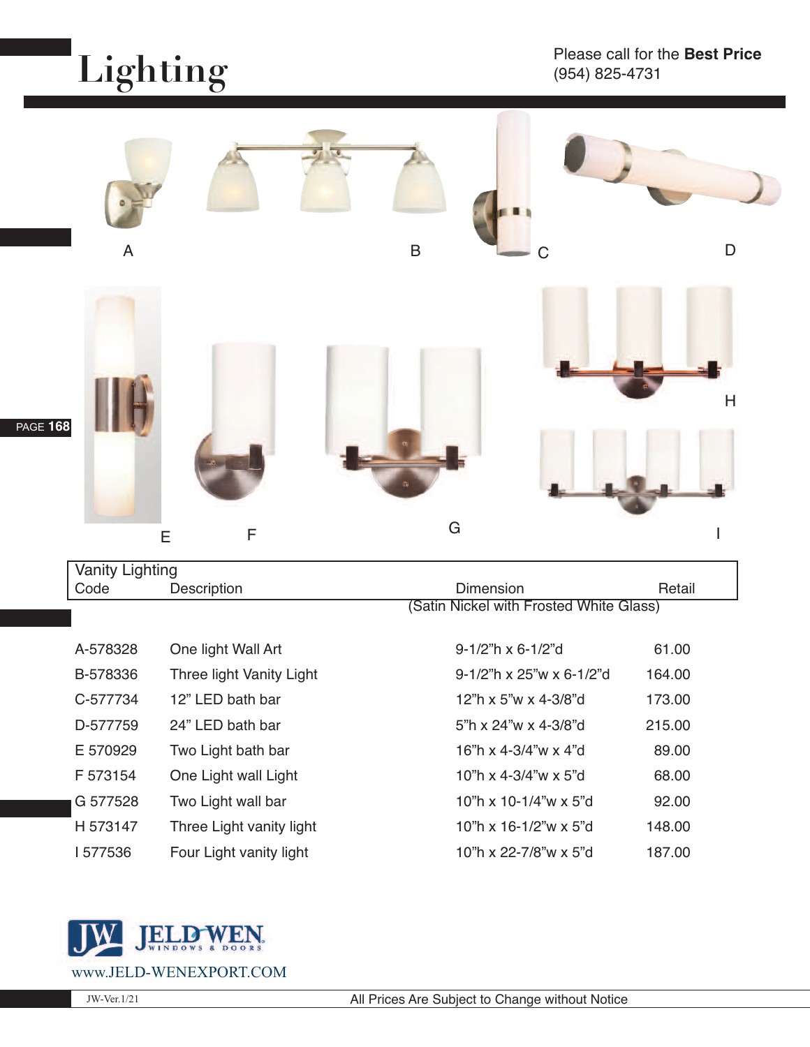# Lighting

Please call for the **Best Price**
(954) 825-4731

A B C D

E F G H I

| Vanity Lighting | | | |
|---|---|---|---|
| Code | Description | Dimension | Retail |
| | | (Satin Nickel with Frosted White Glass) | |
| A-578328 | One light Wall Art | 9-1/2"h x 6-1/2"d | 61.00 |
| B-578336 | Three light Vanity Light | 9-1/2"h x 25"w x 6-1/2"d | 164.00 |
| C-577734 | 12" LED bath bar | 12"h x 5"w x 4-3/8"d | 173.00 |
| D-577759 | 24" LED bath bar | 5"h x 24"w x 4-3/8"d | 215.00 |
| E 570929 | Two Light bath bar | 16"h x 4-3/4"w x 4"d | 89.00 |
| F 573154 | One Light wall Light | 10"h x 4-3/4"w x 5"d | 68.00 |
| G 577528 | Two Light wall bar | 10"h x 10-1/4"w x 5"d | 92.00 |
| H 573147 | Three Light vanity light | 10"h x 16-1/2"w x 5"d | 148.00 |
| I 577536 | Four Light vanity light | 10"h x 22-7/8"w x 5"d | 187.00 |

JW JELD-WEN WINDOWS & DOORS

www.JELD-WENEXPORT.COM

JW-Ver.1/21

All Prices Are Subject to Change without Notice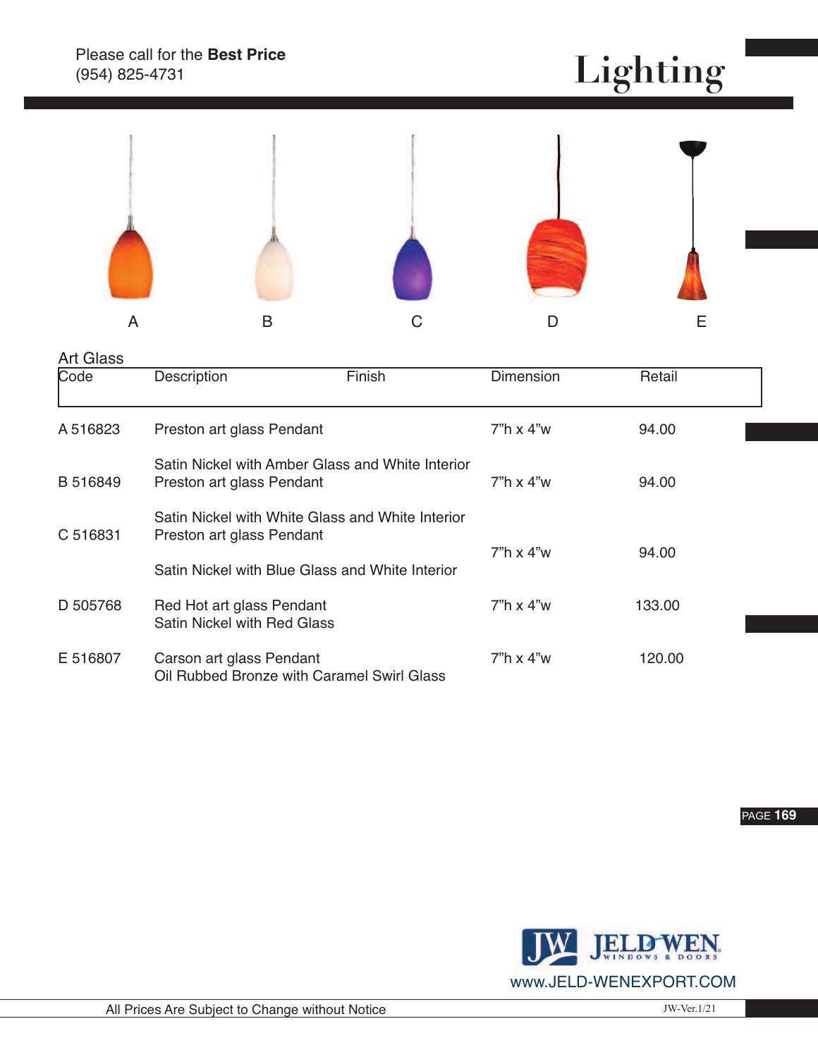Please call for the **Best Price**
(954) 825-4731

# Lighting

A B C D E

## Art Glass

| Code | Description | Finish | Dimension | Retail |
|---|---|---|---|---|
| A 516823 | Preston art glass Pendant | | 7"h x 4"w | 94.00 |
| | Satin Nickel with Amber Glass and White Interior | | | |
| B 516849 | Preston art glass Pendant | | 7"h x 4"w | 94.00 |
| | Satin Nickel with White Glass and White Interior | | | |
| C 516831 | Preston art glass Pendant | | 7"h x 4"w | 94.00 |
| | Satin Nickel with Blue Glass and White Interior | | | |
| D 505768 | Red Hot art glass Pendant<br>Satin Nickel with Red Glass | | 7"h x 4"w | 133.00 |
| E 516807 | Carson art glass Pendant<br>Oil Rubbed Bronze with Caramel Swirl Glass | | 7"h x 4"w | 120.00 |

JELD-WEN WINDOWS & DOORS
www.JELD-WENEXPORT.COM

All Prices Are Subject to Change without Notice

JW-Ver.1/21